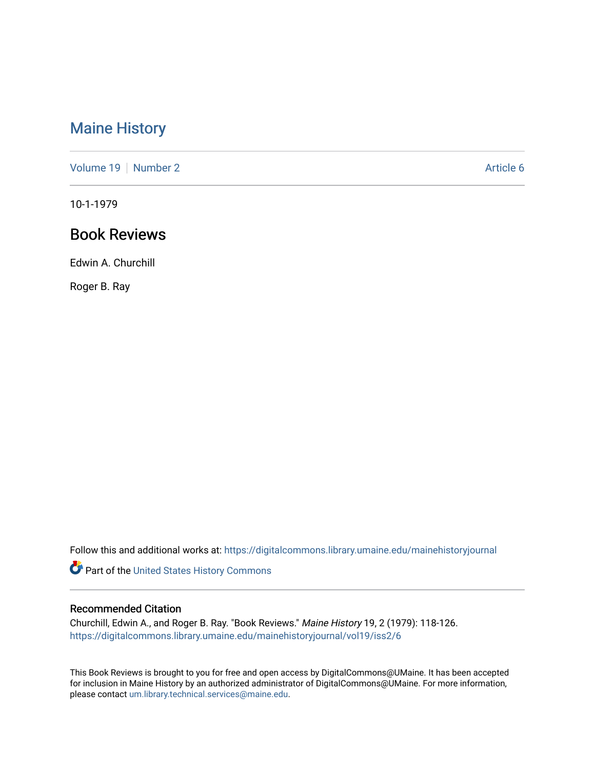# Maine History

Volume 19 | Number 2 | Article 6

10-1-1979

## Book Reviews

Edwin A. Churchill

Roger B. Ray

Follow this and additional works at: https://digitalcommons.library.umaine.edu/mainehistoryjournal

Part of the United States History Commons

### Recommended Citation

Churchill, Edwin A., and Roger B. Ray. "Book Reviews." *Maine History* 19, 2 (1979): 118-126.
https://digitalcommons.library.umaine.edu/mainehistoryjournal/vol19/iss2/6

This Book Reviews is brought to you for free and open access by DigitalCommons@UMaine. It has been accepted for inclusion in Maine History by an authorized administrator of DigitalCommons@UMaine. For more information, please contact um.library.technical.services@maine.edu.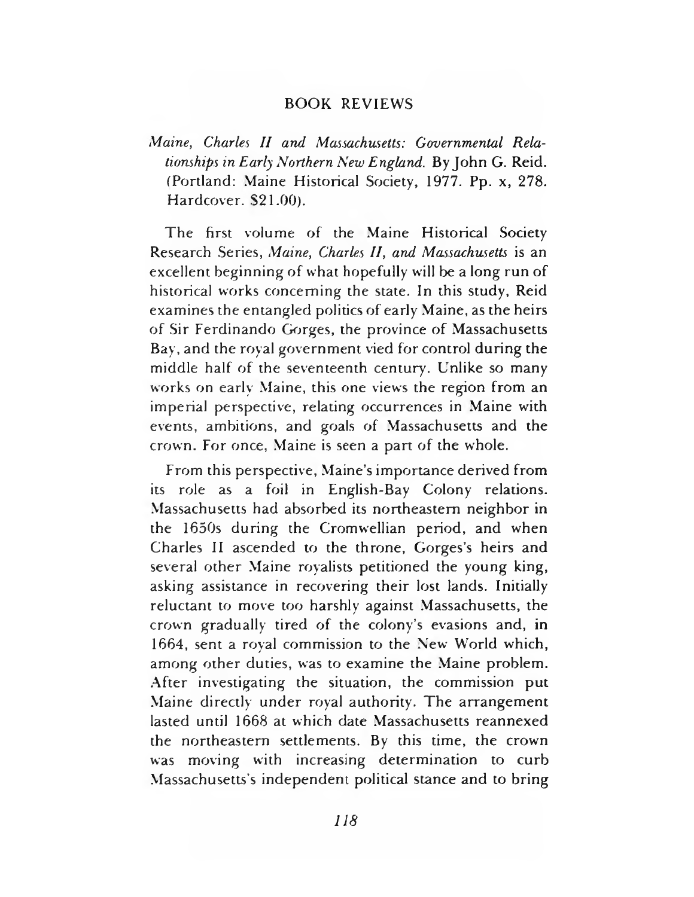# BOOK REVIEWS

*Maine, Charles II and Massachusetts: Governmental Relationships in Early Northern New England.* By John G. Reid. (Portland: Maine Historical Society, 1977. Pp. x, 278. Hardcover. $21.00).

The first volume of the Maine Historical Society Research Series, *Maine, Charles II, and Massachusetts* is an excellent beginning of what hopefully will be a long run of historical works concerning the state. In this study, Reid examines the entangled politics of early Maine, as the heirs of Sir Ferdinando Gorges, the province of Massachusetts Bay, and the royal government vied for control during the middle half of the seventeenth century. Unlike so many works on early Maine, this one views the region from an imperial perspective, relating occurrences in Maine with events, ambitions, and goals of Massachusetts and the crown. For once, Maine is seen a part of the whole.

From this perspective, Maine's importance derived from its role as a foil in English-Bay Colony relations. Massachusetts had absorbed its northeastern neighbor in the 1650s during the Cromwellian period, and when Charles II ascended to the throne, Gorges's heirs and several other Maine royalists petitioned the young king, asking assistance in recovering their lost lands. Initially reluctant to move too harshly against Massachusetts, the crown gradually tired of the colony's evasions and, in 1664, sent a royal commission to the New World which, among other duties, was to examine the Maine problem. After investigating the situation, the commission put Maine directly under royal authority. The arrangement lasted until 1668 at which date Massachusetts reannexed the northeastern settlements. By this time, the crown was moving with increasing determination to curb Massachusetts's independent political stance and to bring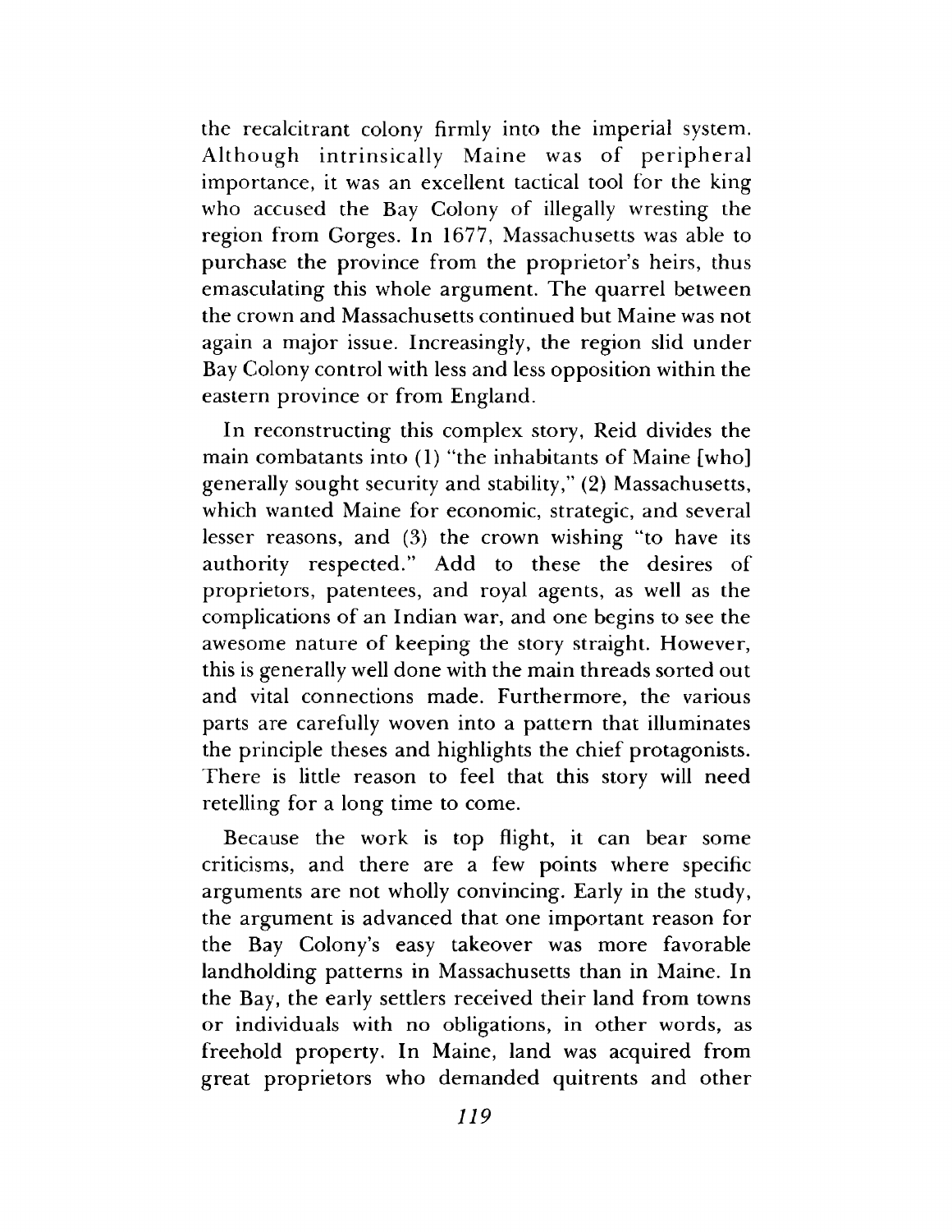the recalcitrant colony firmly into the imperial system. Although intrinsically Maine was of peripheral importance, it was an excellent tactical tool for the king who accused the Bay Colony of illegally wresting the region from Gorges. In 1677, Massachusetts was able to purchase the province from the proprietor's heirs, thus emasculating this whole argument. The quarrel between the crown and Massachusetts continued but Maine was not again a major issue. Increasingly, the region slid under Bay Colony control with less and less opposition within the eastern province or from England.

In reconstructing this complex story, Reid divides the main combatants into (1) "the inhabitants of Maine [who] generally sought security and stability," (2) Massachusetts, which wanted Maine for economic, strategic, and several lesser reasons, and (3) the crown wishing "to have its authority respected." Add to these the desires of proprietors, patentees, and royal agents, as well as the complications of an Indian war, and one begins to see the awesome nature of keeping the story straight. However, this is generally well done with the main threads sorted out and vital connections made. Furthermore, the various parts are carefully woven into a pattern that illuminates the principle theses and highlights the chief protagonists. There is little reason to feel that this story will need retelling for a long time to come.

Because the work is top flight, it can bear some criticisms, and there are a few points where specific arguments are not wholly convincing. Early in the study, the argument is advanced that one important reason for the Bay Colony's easy takeover was more favorable landholding patterns in Massachusetts than in Maine. In the Bay, the early settlers received their land from towns or individuals with no obligations, in other words, as freehold property. In Maine, land was acquired from great proprietors who demanded quitrents and other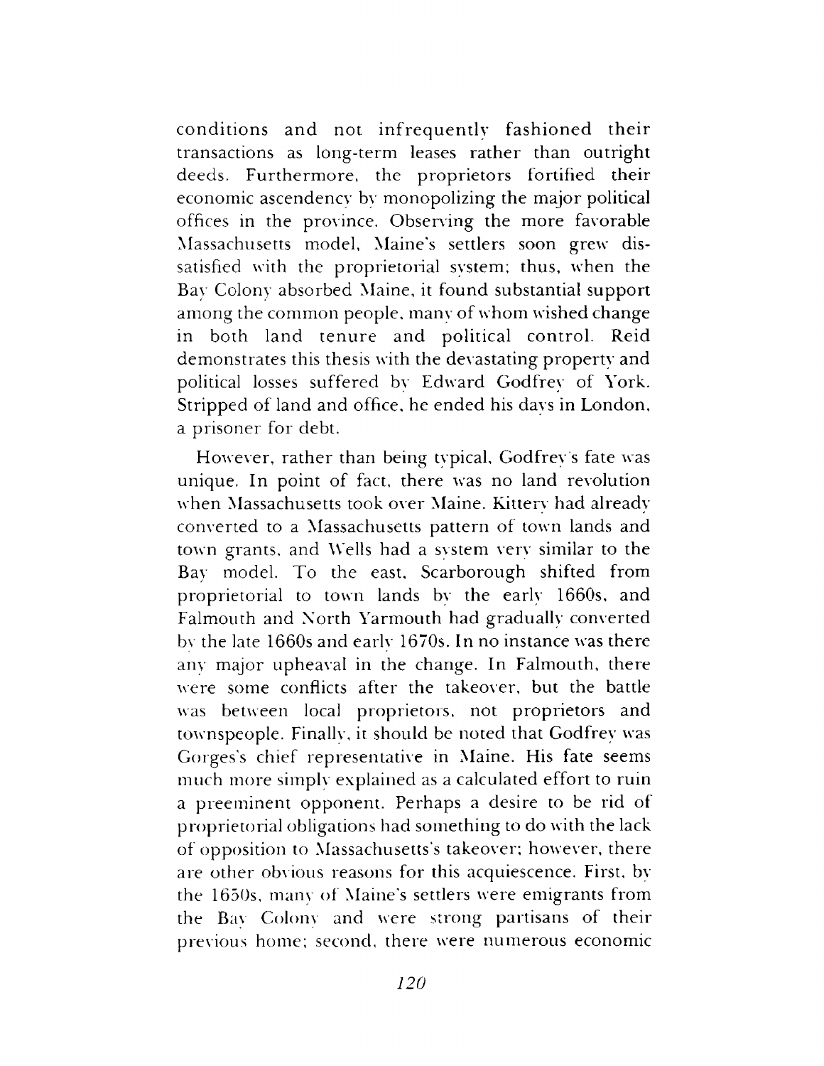conditions and not infrequently fashioned their transactions as long-term leases rather than outright deeds. Furthermore, the proprietors fortified their economic ascendency by monopolizing the major political offices in the province. Observing the more favorable Massachusetts model, Maine's settlers soon grew dissatisfied with the proprietorial system; thus, when the Bay Colony absorbed Maine, it found substantial support among the common people, many of whom wished change in both land tenure and political control. Reid demonstrates this thesis with the devastating property and political losses suffered by Edward Godfrey of York. Stripped of land and office, he ended his days in London, a prisoner for debt.

However, rather than being typical, Godfrey's fate was unique. In point of fact, there was no land revolution when Massachusetts took over Maine. Kittery had already converted to a Massachusetts pattern of town lands and town grants, and Wells had a system very similar to the Bay model. To the east, Scarborough shifted from proprietorial to town lands by the early 1660s, and Falmouth and North Yarmouth had gradually converted by the late 1660s and early 1670s. In no instance was there any major upheaval in the change. In Falmouth, there were some conflicts after the takeover, but the battle was between local proprietors, not proprietors and townspeople. Finally, it should be noted that Godfrey was Gorges's chief representative in Maine. His fate seems much more simply explained as a calculated effort to ruin a preeminent opponent. Perhaps a desire to be rid of proprietorial obligations had something to do with the lack of opposition to Massachusetts's takeover; however, there are other obvious reasons for this acquiescence. First, by the 1650s, many of Maine's settlers were emigrants from the Bay Colony and were strong partisans of their previous home; second, there were numerous economic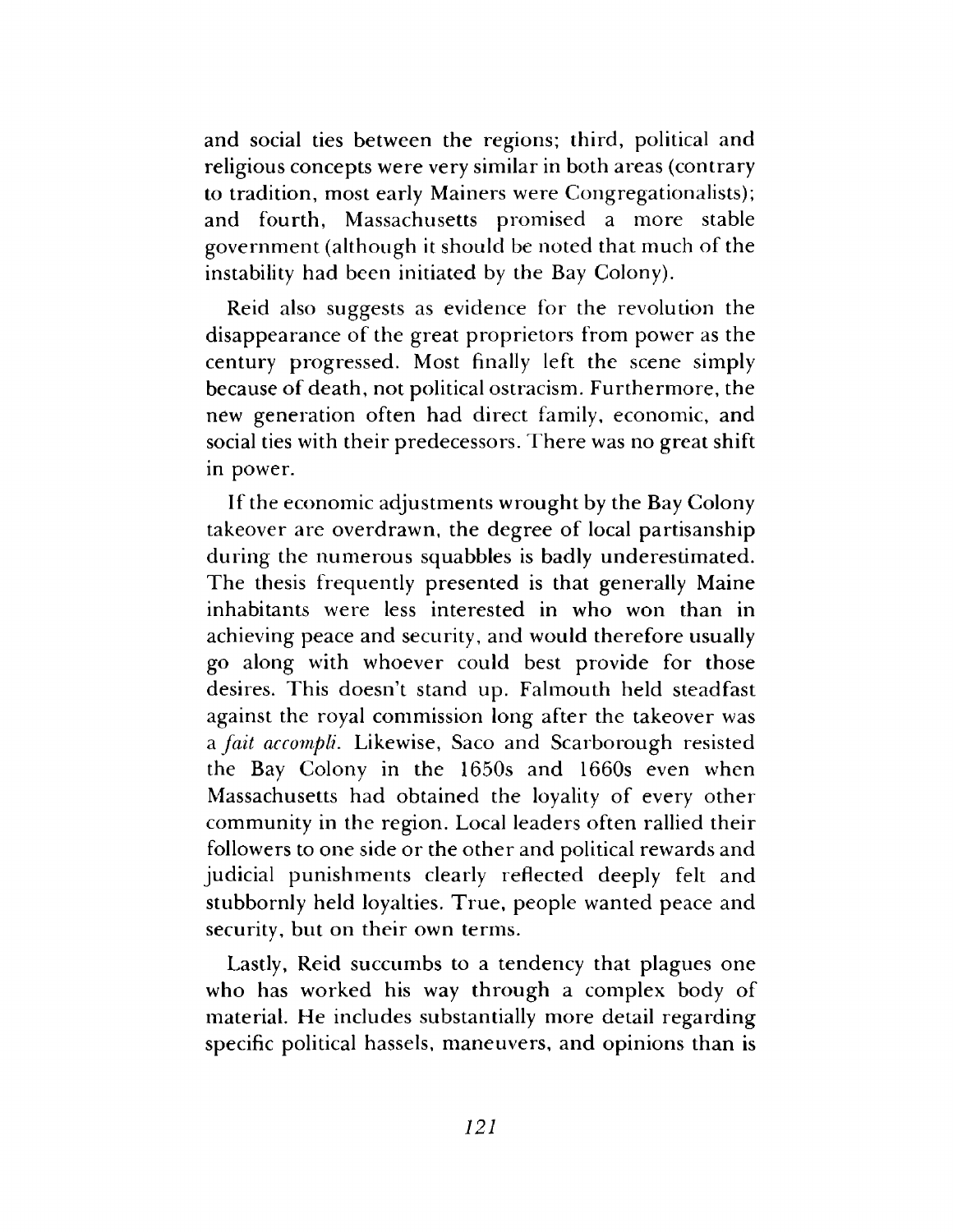and social ties between the regions; third, political and religious concepts were very similar in both areas (contrary to tradition, most early Mainers were Congregationalists); and fourth, Massachusetts promised a more stable government (although it should be noted that much of the instability had been initiated by the Bay Colony).

Reid also suggests as evidence for the revolution the disappearance of the great proprietors from power as the century progressed. Most finally left the scene simply because of death, not political ostracism. Furthermore, the new generation often had direct family, economic, and social ties with their predecessors. There was no great shift in power.

If the economic adjustments wrought by the Bay Colony takeover are overdrawn, the degree of local partisanship during the numerous squabbles is badly underestimated. The thesis frequently presented is that generally Maine inhabitants were less interested in who won than in achieving peace and security, and would therefore usually go along with whoever could best provide for those desires. This doesn't stand up. Falmouth held steadfast against the royal commission long after the takeover was a *fait accompli.* Likewise, Saco and Scarborough resisted the Bay Colony in the 1650s and 1660s even when Massachusetts had obtained the loyality of every other community in the region. Local leaders often rallied their followers to one side or the other and political rewards and judicial punishments clearly reflected deeply felt and stubbornly held loyalties. True, people wanted peace and security, but on their own terms.

Lastly, Reid succumbs to a tendency that plagues one who has worked his way through a complex body of material. He includes substantially more detail regarding specific political hassels, maneuvers, and opinions than is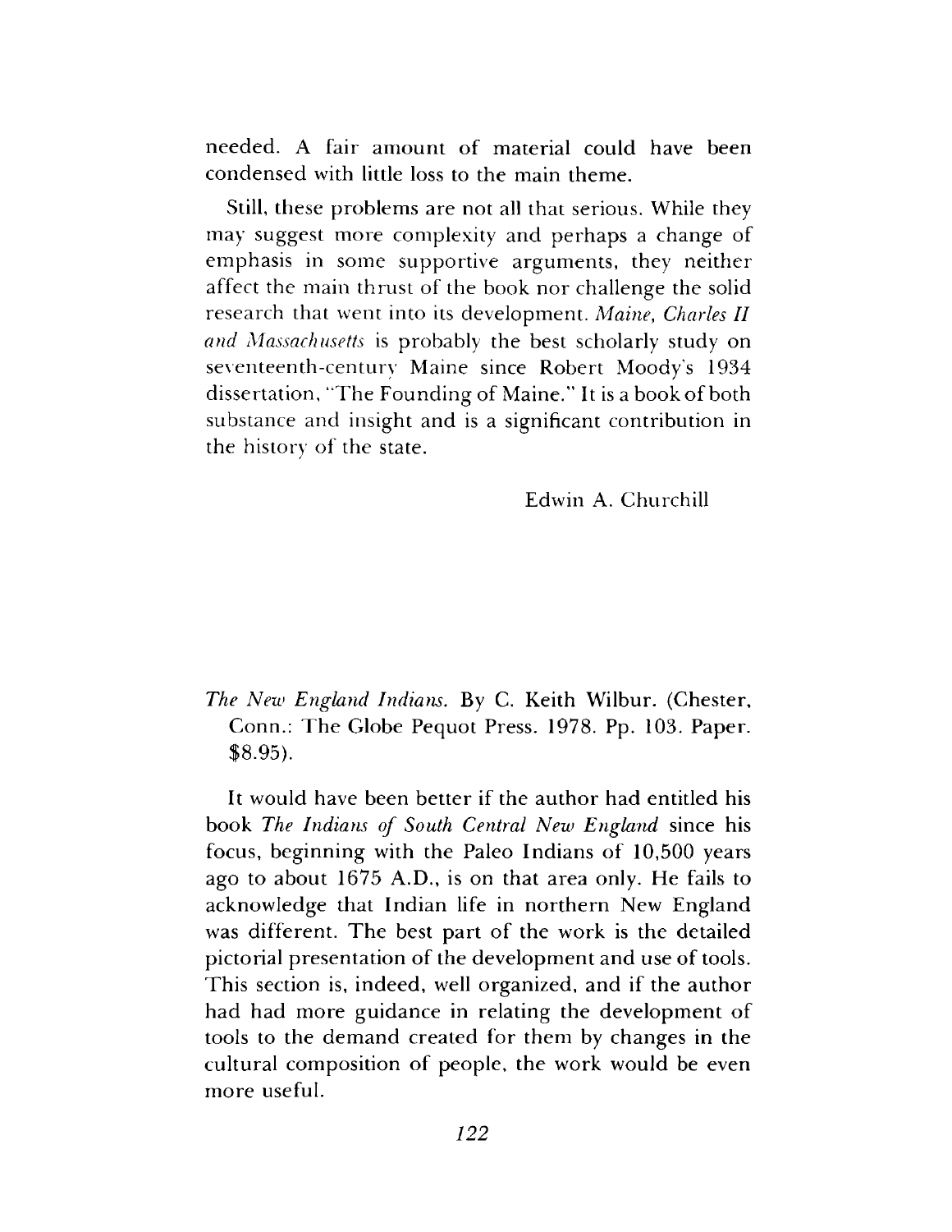needed. A fair amount of material could have been condensed with little loss to the main theme.

Still, these problems are not all that serious. While they may suggest more complexity and perhaps a change of emphasis in some supportive arguments, they neither affect the main thrust of the book nor challenge the solid research that went into its development. *Maine, Charles II and Massachusetts* is probably the best scholarly study on seventeenth-century Maine since Robert Moody's 1934 dissertation, "The Founding of Maine." It is a book of both substance and insight and is a significant contribution in the history of the state.

Edwin A. Churchill

*The New England Indians.* By C. Keith Wilbur. (Chester, Conn.: The Globe Pequot Press. 1978. Pp. 103. Paper. $8.95).

It would have been better if the author had entitled his book *The Indians of South Central New England* since his focus, beginning with the Paleo Indians of 10,500 years ago to about 1675 A.D., is on that area only. He fails to acknowledge that Indian life in northern New England was different. The best part of the work is the detailed pictorial presentation of the development and use of tools. This section is, indeed, well organized, and if the author had had more guidance in relating the development of tools to the demand created for them by changes in the cultural composition of people, the work would be even more useful.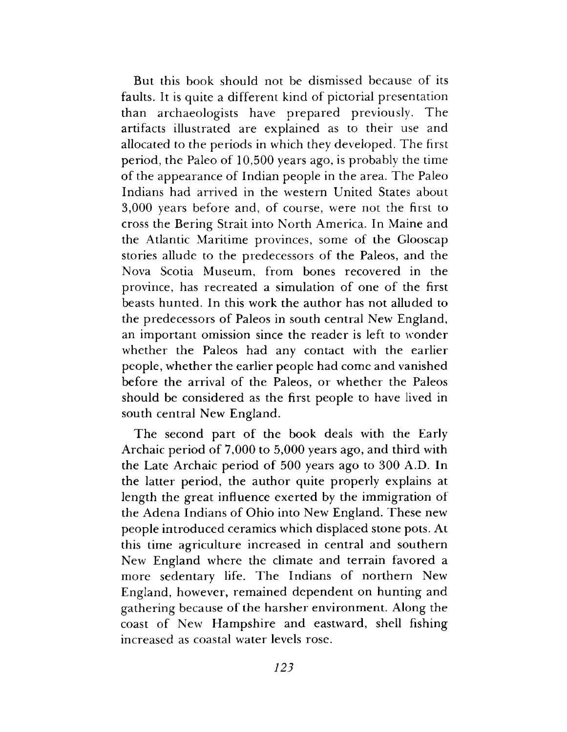But this book should not be dismissed because of its faults. It is quite a different kind of pictorial presentation than archaeologists have prepared previously. The artifacts illustrated are explained as to their use and allocated to the periods in which they developed. The first period, the Paleo of 10,500 years ago, is probably the time of the appearance of Indian people in the area. The Paleo Indians had arrived in the western United States about 3,000 years before and, of course, were not the first to cross the Bering Strait into North America. In Maine and the Atlantic Maritime provinces, some of the Glooscap stories allude to the predecessors of the Paleos, and the Nova Scotia Museum, from bones recovered in the province, has recreated a simulation of one of the first beasts hunted. In this work the author has not alluded to the predecessors of Paleos in south central New England, an important omission since the reader is left to wonder whether the Paleos had any contact with the earlier people, whether the earlier people had come and vanished before the arrival of the Paleos, or whether the Paleos should be considered as the first people to have lived in south central New England.

The second part of the book deals with the Early Archaic period of 7,000 to 5,000 years ago, and third with the Late Archaic period of 500 years ago to 300 A.D. In the latter period, the author quite properly explains at length the great influence exerted by the immigration of the Adena Indians of Ohio into New England. These new people introduced ceramics which displaced stone pots. At this time agriculture increased in central and southern New England where the climate and terrain favored a more sedentary life. The Indians of northern New England, however, remained dependent on hunting and gathering because of the harsher environment. Along the coast of New Hampshire and eastward, shell fishing increased as coastal water levels rose.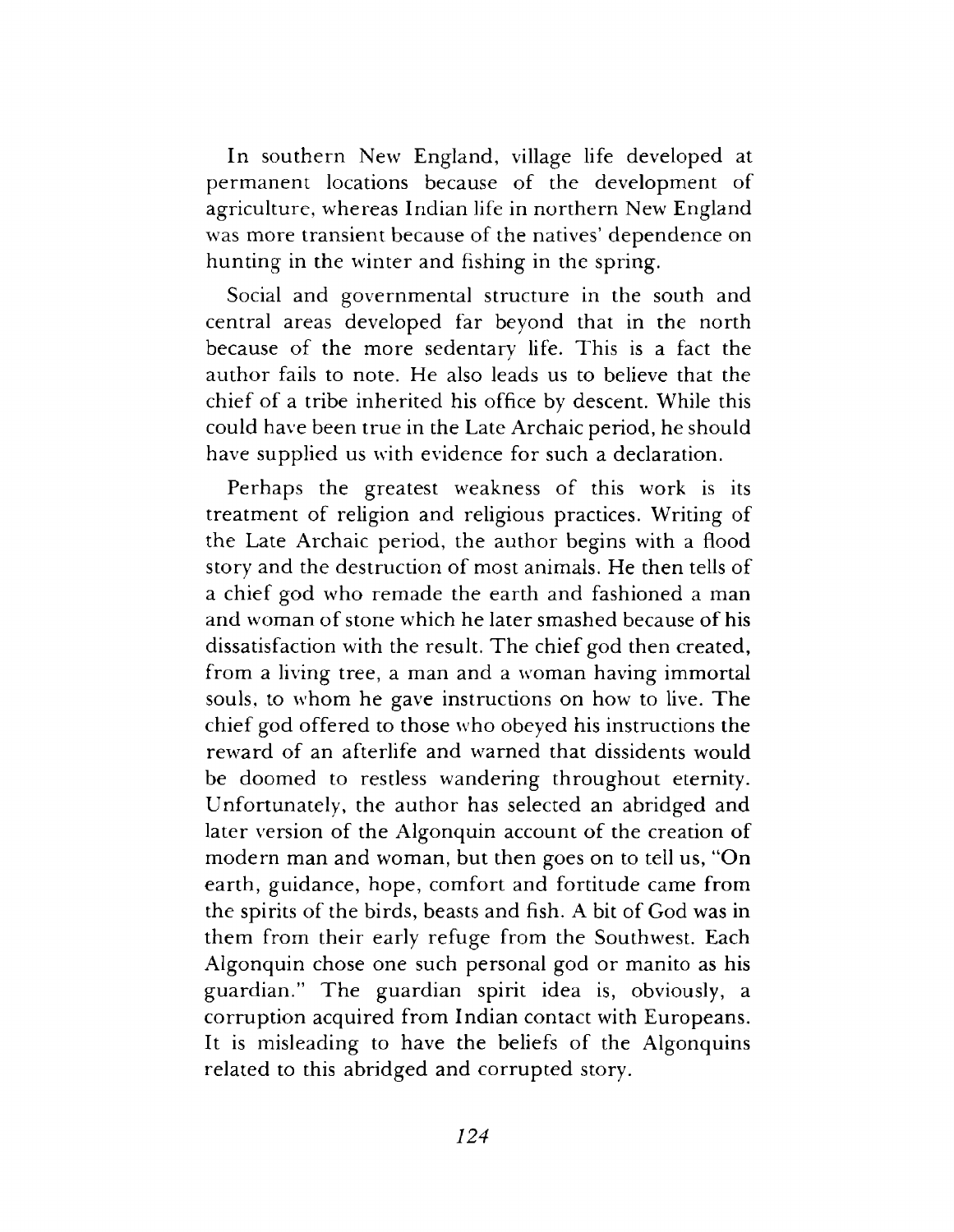In southern New England, village life developed at permanent locations because of the development of agriculture, whereas Indian life in northern New England was more transient because of the natives' dependence on hunting in the winter and fishing in the spring.

Social and governmental structure in the south and central areas developed far beyond that in the north because of the more sedentary life. This is a fact the author fails to note. He also leads us to believe that the chief of a tribe inherited his office by descent. While this could have been true in the Late Archaic period, he should have supplied us with evidence for such a declaration.

Perhaps the greatest weakness of this work is its treatment of religion and religious practices. Writing of the Late Archaic period, the author begins with a flood story and the destruction of most animals. He then tells of a chief god who remade the earth and fashioned a man and woman of stone which he later smashed because of his dissatisfaction with the result. The chief god then created, from a living tree, a man and a woman having immortal souls, to whom he gave instructions on how to live. The chief god offered to those who obeyed his instructions the reward of an afterlife and warned that dissidents would be doomed to restless wandering throughout eternity. Unfortunately, the author has selected an abridged and later version of the Algonquin account of the creation of modern man and woman, but then goes on to tell us, "On earth, guidance, hope, comfort and fortitude came from the spirits of the birds, beasts and fish. A bit of God was in them from their early refuge from the Southwest. Each Algonquin chose one such personal god or manito as his guardian." The guardian spirit idea is, obviously, a corruption acquired from Indian contact with Europeans. It is misleading to have the beliefs of the Algonquins related to this abridged and corrupted story.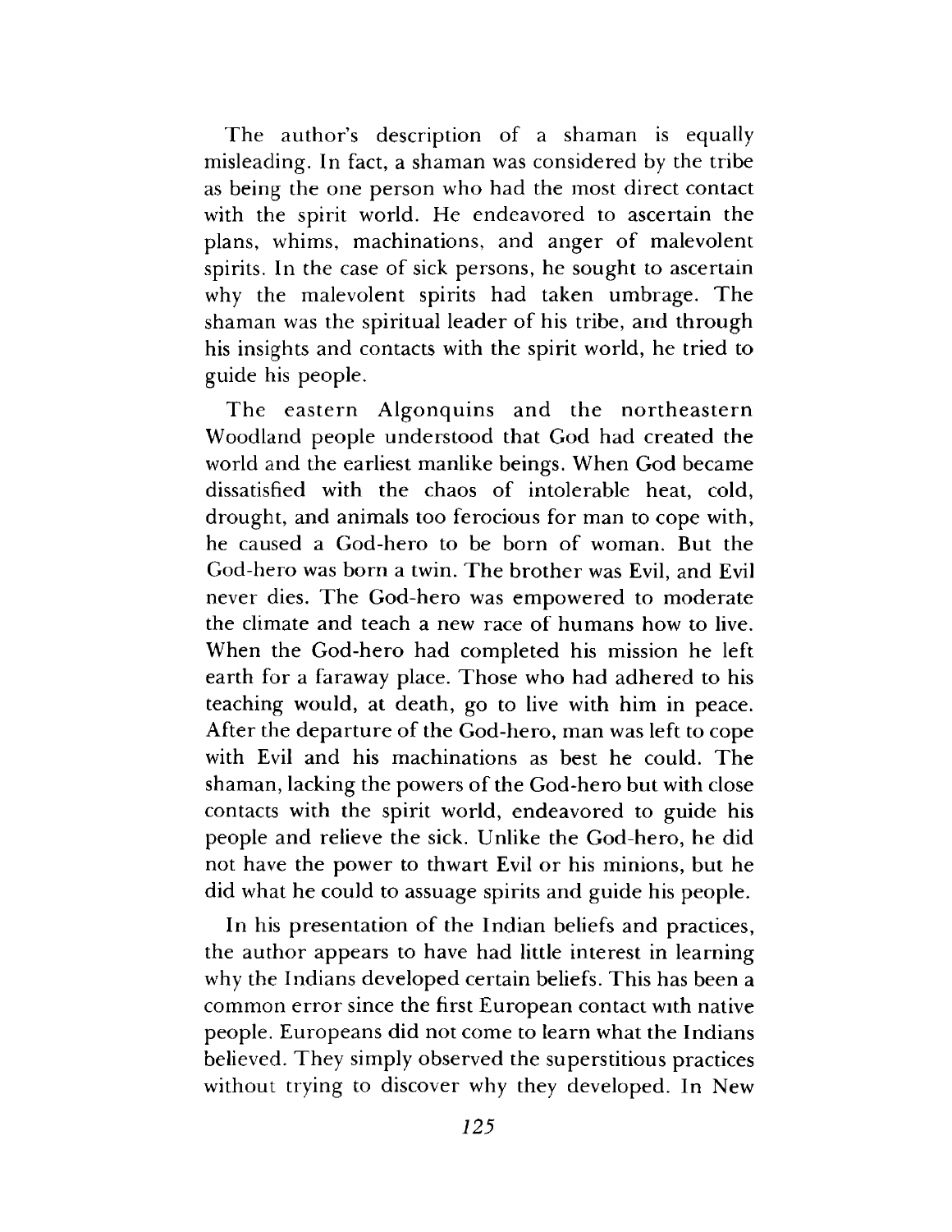The author's description of a shaman is equally misleading. In fact, a shaman was considered by the tribe as being the one person who had the most direct contact with the spirit world. He endeavored to ascertain the plans, whims, machinations, and anger of malevolent spirits. In the case of sick persons, he sought to ascertain why the malevolent spirits had taken umbrage. The shaman was the spiritual leader of his tribe, and through his insights and contacts with the spirit world, he tried to guide his people.

The eastern Algonquins and the northeastern Woodland people understood that God had created the world and the earliest manlike beings. When God became dissatisfied with the chaos of intolerable heat, cold, drought, and animals too ferocious for man to cope with, he caused a God-hero to be born of woman. But the God-hero was born a twin. The brother was Evil, and Evil never dies. The God-hero was empowered to moderate the climate and teach a new race of humans how to live. When the God-hero had completed his mission he left earth for a faraway place. Those who had adhered to his teaching would, at death, go to live with him in peace. After the departure of the God-hero, man was left to cope with Evil and his machinations as best he could. The shaman, lacking the powers of the God-hero but with close contacts with the spirit world, endeavored to guide his people and relieve the sick. Unlike the God-hero, he did not have the power to thwart Evil or his minions, but he did what he could to assuage spirits and guide his people.

In his presentation of the Indian beliefs and practices, the author appears to have had little interest in learning why the Indians developed certain beliefs. This has been a common error since the first European contact with native people. Europeans did not come to learn what the Indians believed. They simply observed the superstitious practices without trying to discover why they developed. In New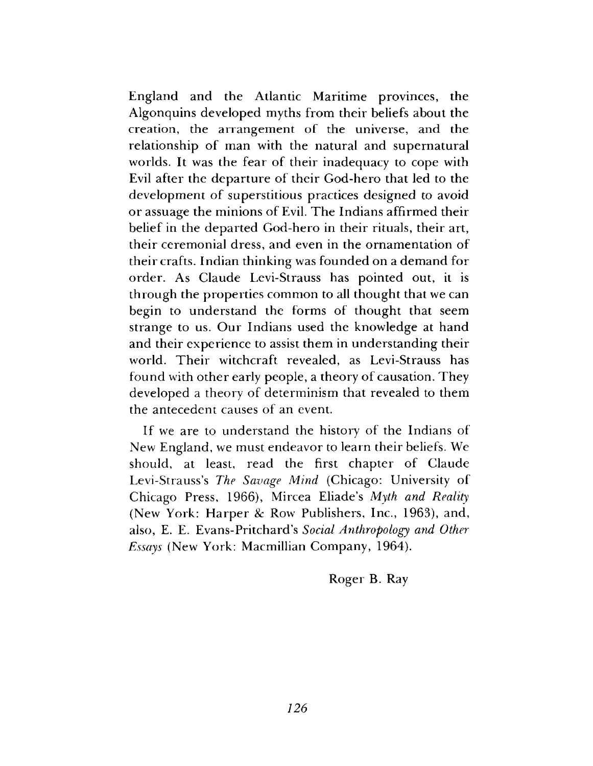England and the Atlantic Maritime provinces, the Algonquins developed myths from their beliefs about the creation, the arrangement of the universe, and the relationship of man with the natural and supernatural worlds. It was the fear of their inadequacy to cope with Evil after the departure of their God-hero that led to the development of superstitious practices designed to avoid or assuage the minions of Evil. The Indians affirmed their belief in the departed God-hero in their rituals, their art, their ceremonial dress, and even in the ornamentation of their crafts. Indian thinking was founded on a demand for order. As Claude Levi-Strauss has pointed out, it is through the properties common to all thought that we can begin to understand the forms of thought that seem strange to us. Our Indians used the knowledge at hand and their experience to assist them in understanding their world. Their witchcraft revealed, as Levi-Strauss has found with other early people, a theory of causation. They developed a theory of determinism that revealed to them the antecedent causes of an event.

If we are to understand the history of the Indians of New England, we must endeavor to learn their beliefs. We should, at least, read the first chapter of Claude Levi-Strauss's *The Savage Mind* (Chicago: University of Chicago Press, 1966), Mircea Eliade's *Myth and Reality* (New York: Harper & Row Publishers, Inc., 1963), and, also, E. E. Evans-Pritchard's *Social Anthropology and Other Essays* (New York: Macmillian Company, 1964).

Roger B. Ray